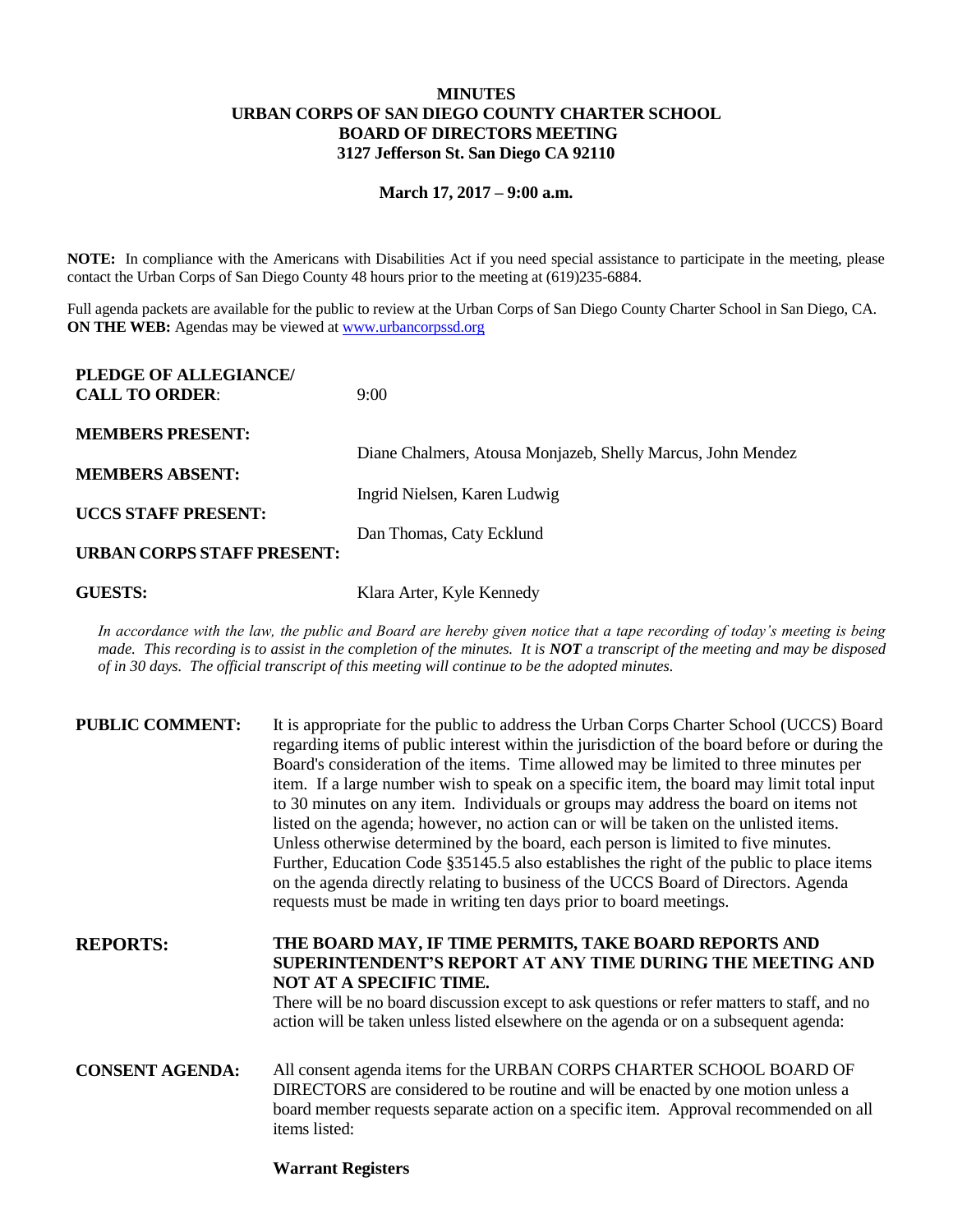# MINUTES
# URBAN CORPS OF SAN DIEGO COUNTY CHARTER SCHOOL
# BOARD OF DIRECTORS MEETING
# 3127 Jefferson St. San Diego CA 92110

**March 17, 2017 – 9:00 a.m.**

**NOTE:** In compliance with the Americans with Disabilities Act if you need special assistance to participate in the meeting, please contact the Urban Corps of San Diego County 48 hours prior to the meeting at (619)235-6884.

Full agenda packets are available for the public to review at the Urban Corps of San Diego County Charter School in San Diego, CA.
**ON THE WEB:** Agendas may be viewed at www.urbancorpssd.org

| | |
|---|---|
| **PLEDGE OF ALLEGIANCE/ CALL TO ORDER**: | 9:00 |
| **MEMBERS PRESENT:** | Diane Chalmers, Atousa Monjazeb, Shelly Marcus, John Mendez |
| **MEMBERS ABSENT:** | Ingrid Nielsen, Karen Ludwig |
| **UCCS STAFF PRESENT:** | Dan Thomas, Caty Ecklund |
| **URBAN CORPS STAFF PRESENT:** | |
| **GUESTS:** | Klara Arter, Kyle Kennedy |

*In accordance with the law, the public and Board are hereby given notice that a tape recording of today's meeting is being made. This recording is to assist in the completion of the minutes. It is **NOT** a transcript of the meeting and may be disposed of in 30 days. The official transcript of this meeting will continue to be the adopted minutes.*

**PUBLIC COMMENT:** It is appropriate for the public to address the Urban Corps Charter School (UCCS) Board regarding items of public interest within the jurisdiction of the board before or during the Board's consideration of the items. Time allowed may be limited to three minutes per item. If a large number wish to speak on a specific item, the board may limit total input to 30 minutes on any item. Individuals or groups may address the board on items not listed on the agenda; however, no action can or will be taken on the unlisted items. Unless otherwise determined by the board, each person is limited to five minutes. Further, Education Code §35145.5 also establishes the right of the public to place items on the agenda directly relating to business of the UCCS Board of Directors. Agenda requests must be made in writing ten days prior to board meetings.

**REPORTS:** **THE BOARD MAY, IF TIME PERMITS, TAKE BOARD REPORTS AND SUPERINTENDENT'S REPORT AT ANY TIME DURING THE MEETING AND NOT AT A SPECIFIC TIME.**
There will be no board discussion except to ask questions or refer matters to staff, and no action will be taken unless listed elsewhere on the agenda or on a subsequent agenda:

**CONSENT AGENDA:** All consent agenda items for the URBAN CORPS CHARTER SCHOOL BOARD OF DIRECTORS are considered to be routine and will be enacted by one motion unless a board member requests separate action on a specific item. Approval recommended on all items listed:

**Warrant Registers**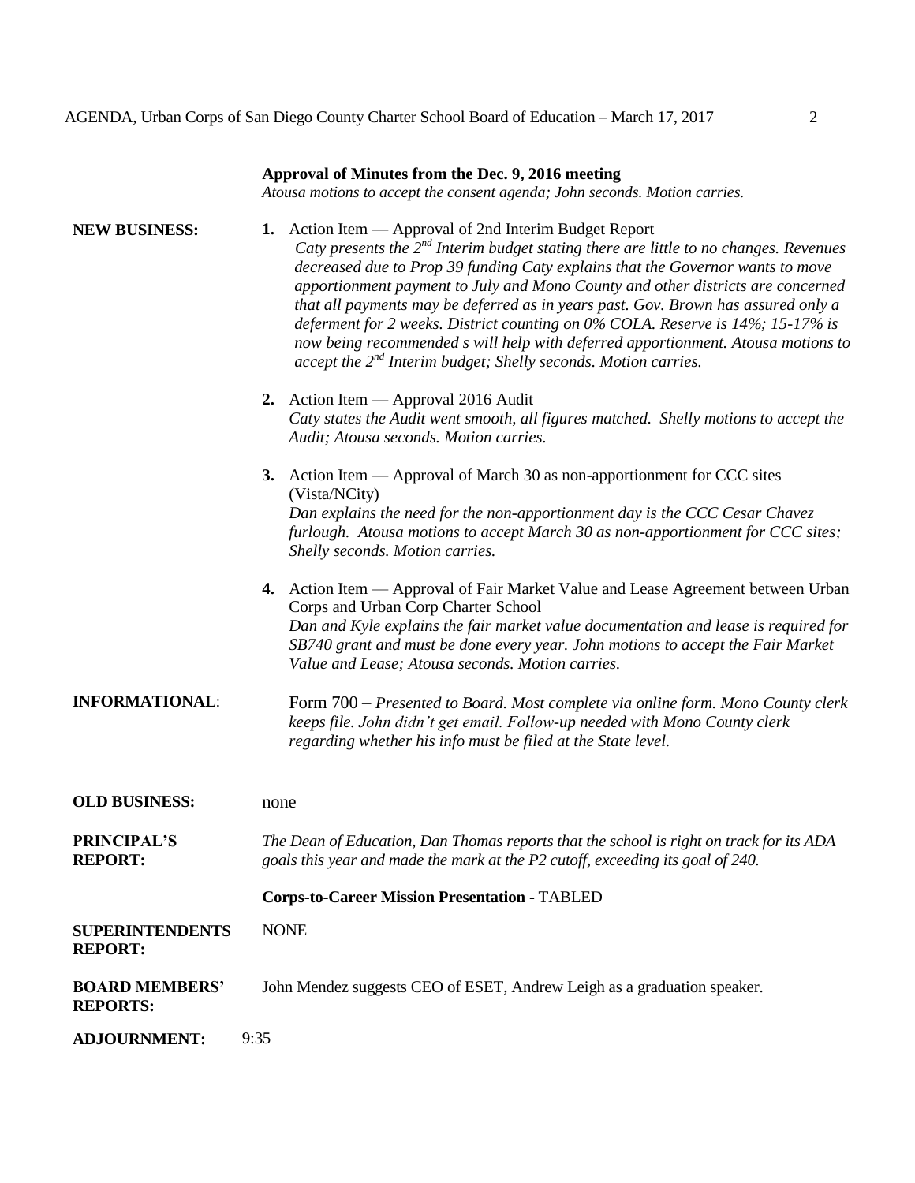**Approval of Minutes from the Dec. 9, 2016 meeting**
*Atousa motions to accept the consent agenda; John seconds. Motion carries.*

**NEW BUSINESS:**

1. Action Item — Approval of 2nd Interim Budget Report
   *Caty presents the 2nd Interim budget stating there are little to no changes. Revenues decreased due to Prop 39 funding Caty explains that the Governor wants to move apportionment payment to July and Mono County and other districts are concerned that all payments may be deferred as in years past. Gov. Brown has assured only a deferment for 2 weeks. District counting on 0% COLA. Reserve is 14%; 15-17% is now being recommended s will help with deferred apportionment. Atousa motions to accept the 2nd Interim budget; Shelly seconds. Motion carries.*

2. Action Item — Approval 2016 Audit
   *Caty states the Audit went smooth, all figures matched. Shelly motions to accept the Audit; Atousa seconds. Motion carries.*

3. Action Item — Approval of March 30 as non-apportionment for CCC sites (Vista/NCity)
   *Dan explains the need for the non-apportionment day is the CCC Cesar Chavez furlough. Atousa motions to accept March 30 as non-apportionment for CCC sites; Shelly seconds. Motion carries.*

4. Action Item — Approval of Fair Market Value and Lease Agreement between Urban Corps and Urban Corp Charter School
   *Dan and Kyle explains the fair market value documentation and lease is required for SB740 grant and must be done every year. John motions to accept the Fair Market Value and Lease; Atousa seconds. Motion carries.*

**INFORMATIONAL:**

Form 700 – *Presented to Board. Most complete via online form. Mono County clerk keeps file. John didn't get email. Follow-up needed with Mono County clerk regarding whether his info must be filed at the State level.*

**OLD BUSINESS:** none

**PRINCIPAL'S REPORT:** *The Dean of Education, Dan Thomas reports that the school is right on track for its ADA goals this year and made the mark at the P2 cutoff, exceeding its goal of 240.*

**Corps-to-Career Mission Presentation** - TABLED

**SUPERINTENDENTS REPORT:** NONE

**BOARD MEMBERS' REPORTS:** John Mendez suggests CEO of ESET, Andrew Leigh as a graduation speaker.

**ADJOURNMENT:** 9:35